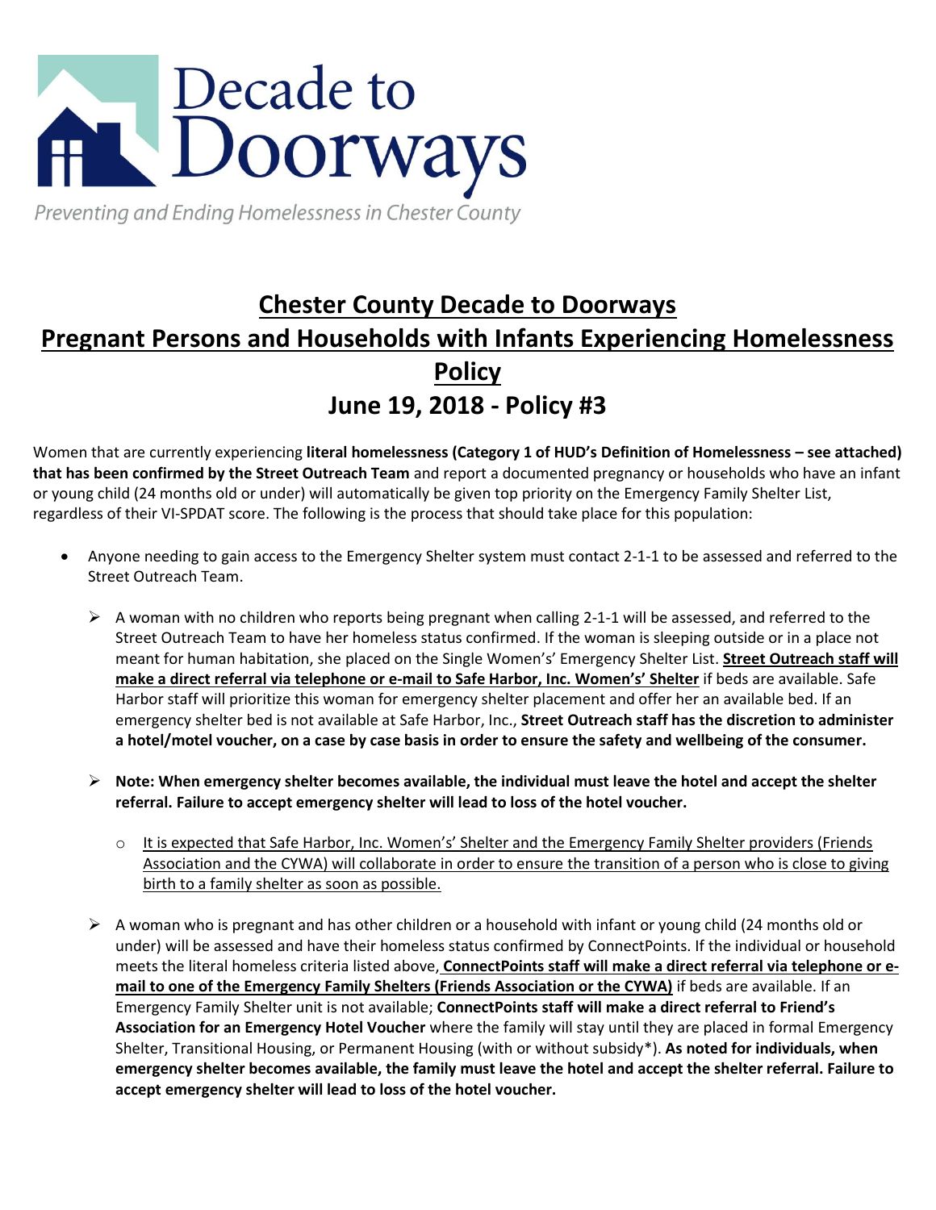Decade to Doorways

*Preventing and Ending Homelessness in Chester County*

# Chester County Decade to Doorways

# Pregnant Persons and Households with Infants Experiencing Homelessness Policy

## June 19, 2018 - Policy #3

Women that are currently experiencing **literal homelessness (Category 1 of HUD's Definition of Homelessness – see attached) that has been confirmed by the Street Outreach Team** and report a documented pregnancy or households who have an infant or young child (24 months old or under) will automatically be given top priority on the Emergency Family Shelter List, regardless of their VI-SPDAT score. The following is the process that should take place for this population:

- Anyone needing to gain access to the Emergency Shelter system must contact 2-1-1 to be assessed and referred to the Street Outreach Team.
  - A woman with no children who reports being pregnant when calling 2-1-1 will be assessed, and referred to the Street Outreach Team to have her homeless status confirmed. If the woman is sleeping outside or in a place not meant for human habitation, she placed on the Single Women's' Emergency Shelter List. **Street Outreach staff will make a direct referral via telephone or e-mail to Safe Harbor, Inc. Women's' Shelter** if beds are available. Safe Harbor staff will prioritize this woman for emergency shelter placement and offer her an available bed. If an emergency shelter bed is not available at Safe Harbor, Inc., **Street Outreach staff has the discretion to administer a hotel/motel voucher, on a case by case basis in order to ensure the safety and wellbeing of the consumer.**
  - **Note: When emergency shelter becomes available, the individual must leave the hotel and accept the shelter referral. Failure to accept emergency shelter will lead to loss of the hotel voucher.**
    - It is expected that Safe Harbor, Inc. Women's' Shelter and the Emergency Family Shelter providers (Friends Association and the CYWA) will collaborate in order to ensure the transition of a person who is close to giving birth to a family shelter as soon as possible.
  - A woman who is pregnant and has other children or a household with infant or young child (24 months old or under) will be assessed and have their homeless status confirmed by ConnectPoints. If the individual or household meets the literal homeless criteria listed above, **ConnectPoints staff will make a direct referral via telephone or e-mail to one of the Emergency Family Shelters (Friends Association or the CYWA)** if beds are available. If an Emergency Family Shelter unit is not available; **ConnectPoints staff will make a direct referral to Friend's Association for an Emergency Hotel Voucher** where the family will stay until they are placed in formal Emergency Shelter, Transitional Housing, or Permanent Housing (with or without subsidy*). **As noted for individuals, when emergency shelter becomes available, the family must leave the hotel and accept the shelter referral. Failure to accept emergency shelter will lead to loss of the hotel voucher.**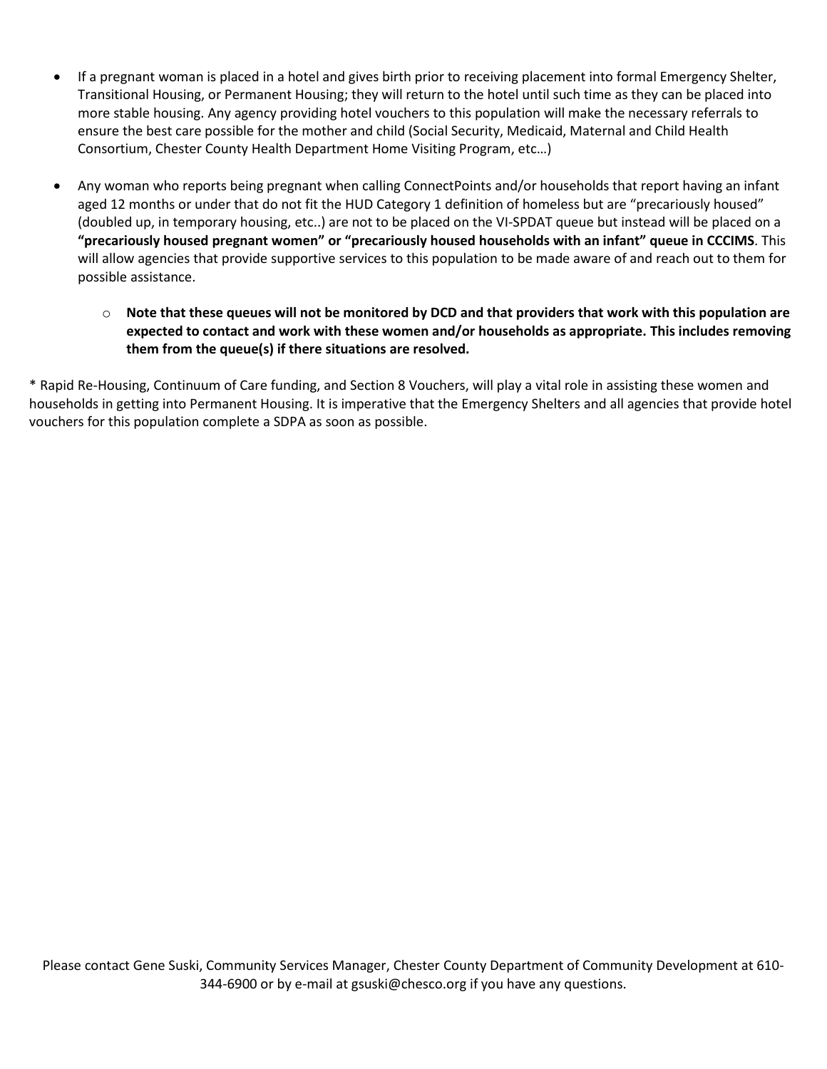- If a pregnant woman is placed in a hotel and gives birth prior to receiving placement into formal Emergency Shelter, Transitional Housing, or Permanent Housing; they will return to the hotel until such time as they can be placed into more stable housing. Any agency providing hotel vouchers to this population will make the necessary referrals to ensure the best care possible for the mother and child (Social Security, Medicaid, Maternal and Child Health Consortium, Chester County Health Department Home Visiting Program, etc…)

- Any woman who reports being pregnant when calling ConnectPoints and/or households that report having an infant aged 12 months or under that do not fit the HUD Category 1 definition of homeless but are "precariously housed" (doubled up, in temporary housing, etc..) are not to be placed on the VI-SPDAT queue but instead will be placed on a **"precariously housed pregnant women" or "precariously housed households with an infant" queue in CCCIMS**. This will allow agencies that provide supportive services to this population to be made aware of and reach out to them for possible assistance.

    - **Note that these queues will not be monitored by DCD and that providers that work with this population are expected to contact and work with these women and/or households as appropriate. This includes removing them from the queue(s) if there situations are resolved.**

* Rapid Re-Housing, Continuum of Care funding, and Section 8 Vouchers, will play a vital role in assisting these women and households in getting into Permanent Housing. It is imperative that the Emergency Shelters and all agencies that provide hotel vouchers for this population complete a SDPA as soon as possible.

Please contact Gene Suski, Community Services Manager, Chester County Department of Community Development at 610-344-6900 or by e-mail at gsuski@chesco.org if you have any questions.